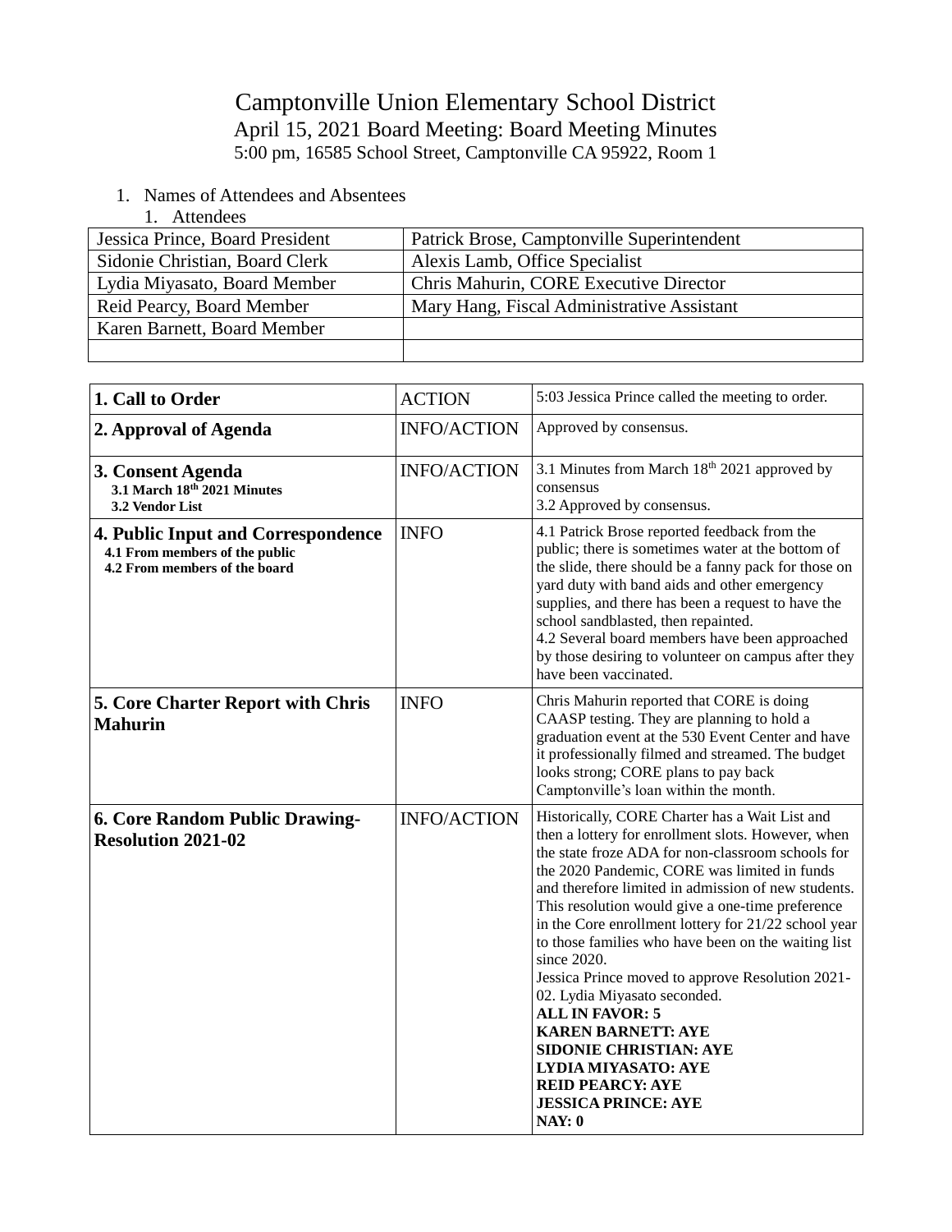# Camptonville Union Elementary School District

## April 15, 2021 Board Meeting: Board Meeting Minutes

5:00 pm, 16585 School Street, Camptonville CA 95922, Room 1

1. Names of Attendees and Absentees
    1. Attendees

| | |
|---|---|
| Jessica Prince, Board President | Patrick Brose, Camptonville Superintendent |
| Sidonie Christian, Board Clerk | Alexis Lamb, Office Specialist |
| Lydia Miyasato, Board Member | Chris Mahurin, CORE Executive Director |
| Reid Pearcy, Board Member | Mary Hang, Fiscal Administrative Assistant |
| Karen Barnett, Board Member | |
| | |

| | | |
|---|---|---|
| **1. Call to Order** | ACTION | 5:03 Jessica Prince called the meeting to order. |
| **2. Approval of Agenda** | INFO/ACTION | Approved by consensus. |
| **3. Consent Agenda**<br>**3.1 March 18th 2021 Minutes**<br>**3.2 Vendor List** | INFO/ACTION | 3.1 Minutes from March 18th 2021 approved by consensus<br>3.2 Approved by consensus. |
| **4. Public Input and Correspondence**<br>**4.1 From members of the public**<br>**4.2 From members of the board** | INFO | 4.1 Patrick Brose reported feedback from the public; there is sometimes water at the bottom of the slide, there should be a fanny pack for those on yard duty with band aids and other emergency supplies, and there has been a request to have the school sandblasted, then repainted.<br>4.2 Several board members have been approached by those desiring to volunteer on campus after they have been vaccinated. |
| **5. Core Charter Report with Chris Mahurin** | INFO | Chris Mahurin reported that CORE is doing CAASP testing. They are planning to hold a graduation event at the 530 Event Center and have it professionally filmed and streamed. The budget looks strong; CORE plans to pay back Camptonville's loan within the month. |
| **6. Core Random Public Drawing-Resolution 2021-02** | INFO/ACTION | Historically, CORE Charter has a Wait List and then a lottery for enrollment slots. However, when the state froze ADA for non-classroom schools for the 2020 Pandemic, CORE was limited in funds and therefore limited in admission of new students. This resolution would give a one-time preference in the Core enrollment lottery for 21/22 school year to those families who have been on the waiting list since 2020.<br>Jessica Prince moved to approve Resolution 2021-02. Lydia Miyasato seconded.<br>**ALL IN FAVOR: 5**<br>**KAREN BARNETT: AYE**<br>**SIDONIE CHRISTIAN: AYE**<br>**LYDIA MIYASATO: AYE**<br>**REID PEARCY: AYE**<br>**JESSICA PRINCE: AYE**<br>**NAY: 0** |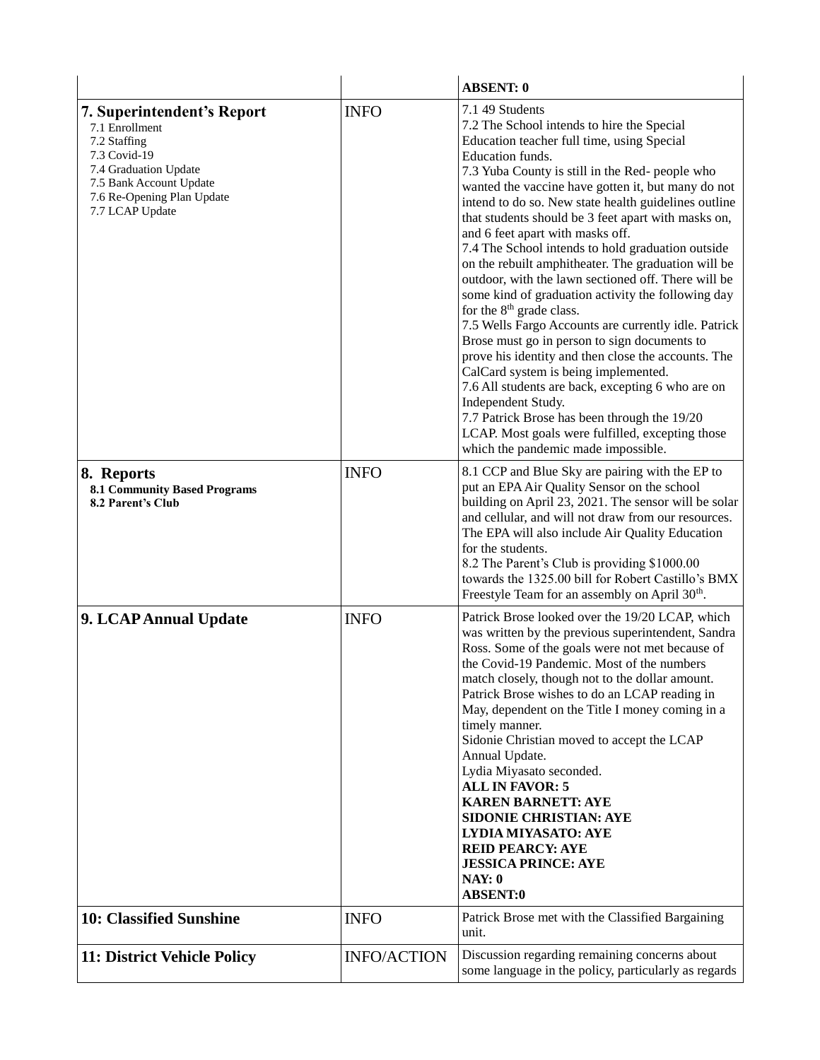| | | |
|---|---|---|
| | | **ABSENT: 0** |
| **7. Superintendent's Report**<br>7.1 Enrollment<br>7.2 Staffing<br>7.3 Covid-19<br>7.4 Graduation Update<br>7.5 Bank Account Update<br>7.6 Re-Opening Plan Update<br>7.7 LCAP Update | INFO | 7.1 49 Students<br>7.2 The School intends to hire the Special Education teacher full time, using Special Education funds.<br>7.3 Yuba County is still in the Red- people who wanted the vaccine have gotten it, but many do not intend to do so. New state health guidelines outline that students should be 3 feet apart with masks on, and 6 feet apart with masks off.<br>7.4 The School intends to hold graduation outside on the rebuilt amphitheater. The graduation will be outdoor, with the lawn sectioned off. There will be some kind of graduation activity the following day for the 8th grade class.<br>7.5 Wells Fargo Accounts are currently idle. Patrick Brose must go in person to sign documents to prove his identity and then close the accounts. The CalCard system is being implemented.<br>7.6 All students are back, excepting 6 who are on Independent Study.<br>7.7 Patrick Brose has been through the 19/20 LCAP. Most goals were fulfilled, excepting those which the pandemic made impossible. |
| **8. Reports**<br>**8.1 Community Based Programs**<br>**8.2 Parent's Club** | INFO | 8.1 CCP and Blue Sky are pairing with the EP to put an EPA Air Quality Sensor on the school building on April 23, 2021. The sensor will be solar and cellular, and will not draw from our resources. The EPA will also include Air Quality Education for the students.<br>8.2 The Parent's Club is providing $1000.00 towards the 1325.00 bill for Robert Castillo's BMX Freestyle Team for an assembly on April 30th. |
| **9. LCAP Annual Update** | INFO | Patrick Brose looked over the 19/20 LCAP, which was written by the previous superintendent, Sandra Ross. Some of the goals were not met because of the Covid-19 Pandemic. Most of the numbers match closely, though not to the dollar amount. Patrick Brose wishes to do an LCAP reading in May, dependent on the Title I money coming in a timely manner.<br>Sidonie Christian moved to accept the LCAP Annual Update.<br>Lydia Miyasato seconded.<br>**ALL IN FAVOR: 5**<br>**KAREN BARNETT: AYE**<br>**SIDONIE CHRISTIAN: AYE**<br>**LYDIA MIYASATO: AYE**<br>**REID PEARCY: AYE**<br>**JESSICA PRINCE: AYE**<br>**NAY: 0**<br>**ABSENT:0** |
| **10: Classified Sunshine** | INFO | Patrick Brose met with the Classified Bargaining unit. |
| **11: District Vehicle Policy** | INFO/ACTION | Discussion regarding remaining concerns about some language in the policy, particularly as regards |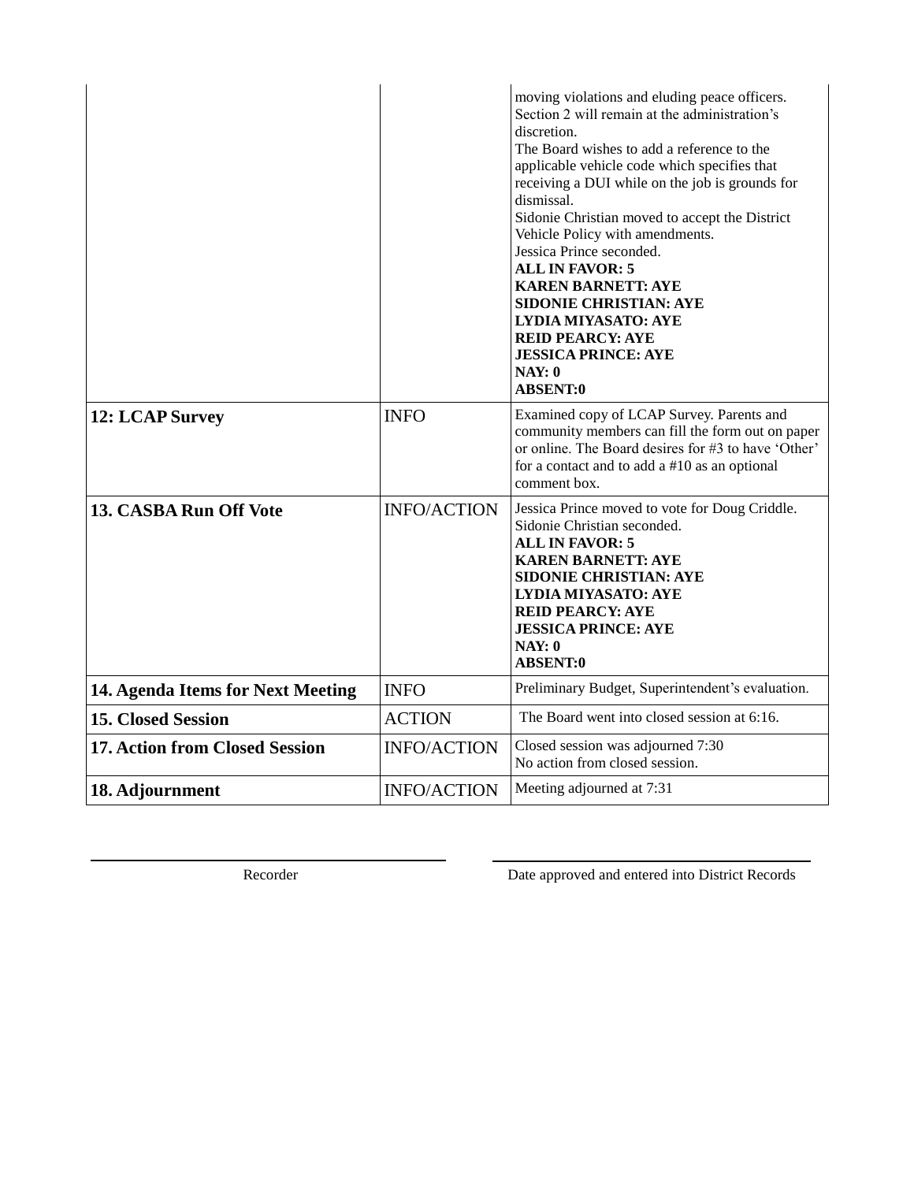| | | |
|---|---|---|
| | | moving violations and eluding peace officers.<br>Section 2 will remain at the administration's discretion.<br>The Board wishes to add a reference to the applicable vehicle code which specifies that receiving a DUI while on the job is grounds for dismissal.<br>Sidonie Christian moved to accept the District Vehicle Policy with amendments.<br>Jessica Prince seconded.<br>**ALL IN FAVOR: 5**<br>**KAREN BARNETT: AYE**<br>**SIDONIE CHRISTIAN: AYE**<br>**LYDIA MIYASATO: AYE**<br>**REID PEARCY: AYE**<br>**JESSICA PRINCE: AYE**<br>**NAY: 0**<br>**ABSENT:0** |
| **12: LCAP Survey** | INFO | Examined copy of LCAP Survey. Parents and community members can fill the form out on paper or online. The Board desires for #3 to have 'Other' for a contact and to add a #10 as an optional comment box. |
| **13. CASBA Run Off Vote** | INFO/ACTION | Jessica Prince moved to vote for Doug Criddle.<br>Sidonie Christian seconded.<br>**ALL IN FAVOR: 5**<br>**KAREN BARNETT: AYE**<br>**SIDONIE CHRISTIAN: AYE**<br>**LYDIA MIYASATO: AYE**<br>**REID PEARCY: AYE**<br>**JESSICA PRINCE: AYE**<br>**NAY: 0**<br>**ABSENT:0** |
| **14. Agenda Items for Next Meeting** | INFO | Preliminary Budget, Superintendent's evaluation. |
| **15. Closed Session** | ACTION | The Board went into closed session at 6:16. |
| **17. Action from Closed Session** | INFO/ACTION | Closed session was adjourned 7:30<br>No action from closed session. |
| **18. Adjournment** | INFO/ACTION | Meeting adjourned at 7:31 |

Recorder

Date approved and entered into District Records